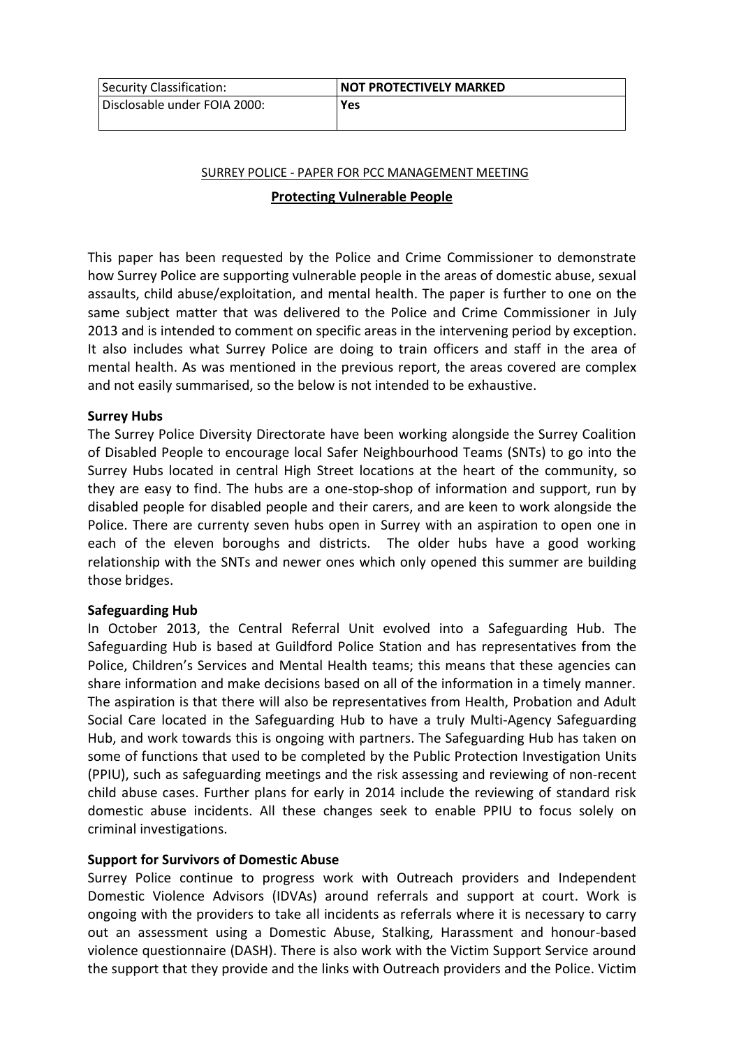| Security Classification: | **NOT PROTECTIVELY MARKED** |
| --- | --- |
| Disclosable under FOIA 2000: | **Yes** |

SURREY POLICE - PAPER FOR PCC MANAGEMENT MEETING

## Protecting Vulnerable People

This paper has been requested by the Police and Crime Commissioner to demonstrate how Surrey Police are supporting vulnerable people in the areas of domestic abuse, sexual assaults, child abuse/exploitation, and mental health. The paper is further to one on the same subject matter that was delivered to the Police and Crime Commissioner in July 2013 and is intended to comment on specific areas in the intervening period by exception. It also includes what Surrey Police are doing to train officers and staff in the area of mental health. As was mentioned in the previous report, the areas covered are complex and not easily summarised, so the below is not intended to be exhaustive.

**Surrey Hubs**

The Surrey Police Diversity Directorate have been working alongside the Surrey Coalition of Disabled People to encourage local Safer Neighbourhood Teams (SNTs) to go into the Surrey Hubs located in central High Street locations at the heart of the community, so they are easy to find. The hubs are a one-stop-shop of information and support, run by disabled people for disabled people and their carers, and are keen to work alongside the Police. There are currenty seven hubs open in Surrey with an aspiration to open one in each of the eleven boroughs and districts. The older hubs have a good working relationship with the SNTs and newer ones which only opened this summer are building those bridges.

**Safeguarding Hub**

In October 2013, the Central Referral Unit evolved into a Safeguarding Hub. The Safeguarding Hub is based at Guildford Police Station and has representatives from the Police, Children's Services and Mental Health teams; this means that these agencies can share information and make decisions based on all of the information in a timely manner. The aspiration is that there will also be representatives from Health, Probation and Adult Social Care located in the Safeguarding Hub to have a truly Multi-Agency Safeguarding Hub, and work towards this is ongoing with partners. The Safeguarding Hub has taken on some of functions that used to be completed by the Public Protection Investigation Units (PPIU), such as safeguarding meetings and the risk assessing and reviewing of non-recent child abuse cases. Further plans for early in 2014 include the reviewing of standard risk domestic abuse incidents. All these changes seek to enable PPIU to focus solely on criminal investigations.

**Support for Survivors of Domestic Abuse**

Surrey Police continue to progress work with Outreach providers and Independent Domestic Violence Advisors (IDVAs) around referrals and support at court. Work is ongoing with the providers to take all incidents as referrals where it is necessary to carry out an assessment using a Domestic Abuse, Stalking, Harassment and honour-based violence questionnaire (DASH). There is also work with the Victim Support Service around the support that they provide and the links with Outreach providers and the Police. Victim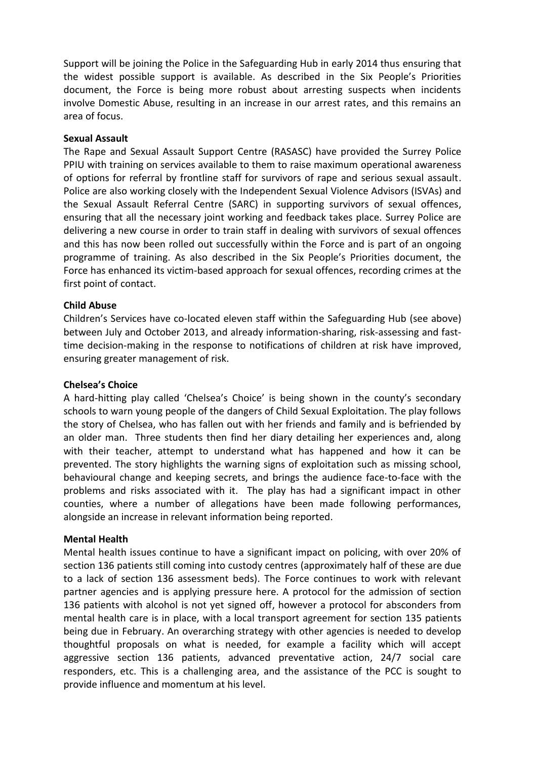Support will be joining the Police in the Safeguarding Hub in early 2014 thus ensuring that the widest possible support is available. As described in the Six People's Priorities document, the Force is being more robust about arresting suspects when incidents involve Domestic Abuse, resulting in an increase in our arrest rates, and this remains an area of focus.

**Sexual Assault**

The Rape and Sexual Assault Support Centre (RASASC) have provided the Surrey Police PPIU with training on services available to them to raise maximum operational awareness of options for referral by frontline staff for survivors of rape and serious sexual assault. Police are also working closely with the Independent Sexual Violence Advisors (ISVAs) and the Sexual Assault Referral Centre (SARC) in supporting survivors of sexual offences, ensuring that all the necessary joint working and feedback takes place. Surrey Police are delivering a new course in order to train staff in dealing with survivors of sexual offences and this has now been rolled out successfully within the Force and is part of an ongoing programme of training. As also described in the Six People's Priorities document, the Force has enhanced its victim-based approach for sexual offences, recording crimes at the first point of contact.

**Child Abuse**

Children's Services have co-located eleven staff within the Safeguarding Hub (see above) between July and October 2013, and already information-sharing, risk-assessing and fast-time decision-making in the response to notifications of children at risk have improved, ensuring greater management of risk.

**Chelsea's Choice**

A hard-hitting play called 'Chelsea's Choice' is being shown in the county's secondary schools to warn young people of the dangers of Child Sexual Exploitation. The play follows the story of Chelsea, who has fallen out with her friends and family and is befriended by an older man. Three students then find her diary detailing her experiences and, along with their teacher, attempt to understand what has happened and how it can be prevented. The story highlights the warning signs of exploitation such as missing school, behavioural change and keeping secrets, and brings the audience face-to-face with the problems and risks associated with it. The play has had a significant impact in other counties, where a number of allegations have been made following performances, alongside an increase in relevant information being reported.

**Mental Health**

Mental health issues continue to have a significant impact on policing, with over 20% of section 136 patients still coming into custody centres (approximately half of these are due to a lack of section 136 assessment beds). The Force continues to work with relevant partner agencies and is applying pressure here. A protocol for the admission of section 136 patients with alcohol is not yet signed off, however a protocol for absconders from mental health care is in place, with a local transport agreement for section 135 patients being due in February. An overarching strategy with other agencies is needed to develop thoughtful proposals on what is needed, for example a facility which will accept aggressive section 136 patients, advanced preventative action, 24/7 social care responders, etc. This is a challenging area, and the assistance of the PCC is sought to provide influence and momentum at his level.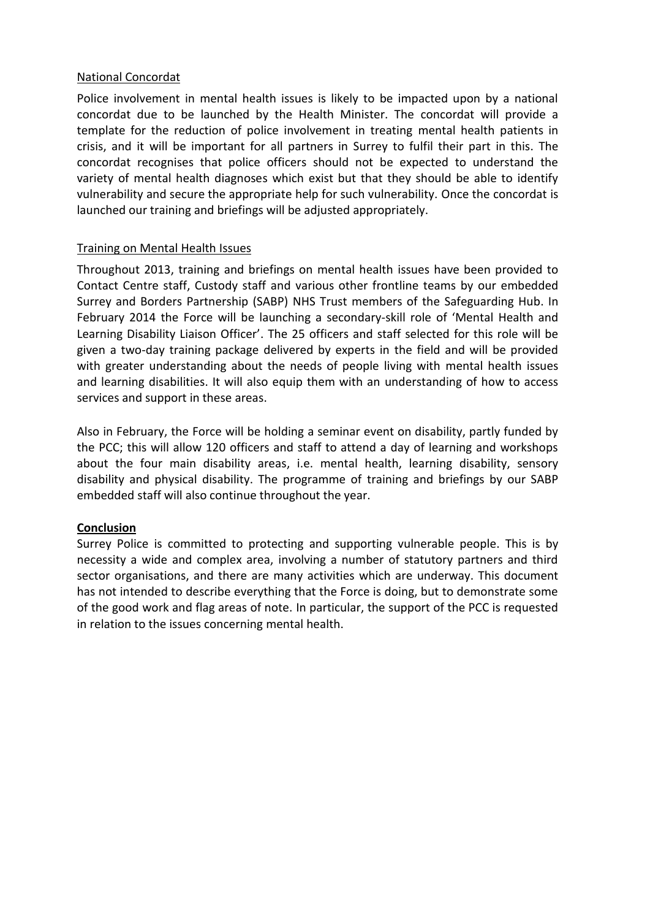## National Concordat

Police involvement in mental health issues is likely to be impacted upon by a national concordat due to be launched by the Health Minister. The concordat will provide a template for the reduction of police involvement in treating mental health patients in crisis, and it will be important for all partners in Surrey to fulfil their part in this. The concordat recognises that police officers should not be expected to understand the variety of mental health diagnoses which exist but that they should be able to identify vulnerability and secure the appropriate help for such vulnerability. Once the concordat is launched our training and briefings will be adjusted appropriately.

## Training on Mental Health Issues

Throughout 2013, training and briefings on mental health issues have been provided to Contact Centre staff, Custody staff and various other frontline teams by our embedded Surrey and Borders Partnership (SABP) NHS Trust members of the Safeguarding Hub. In February 2014 the Force will be launching a secondary-skill role of 'Mental Health and Learning Disability Liaison Officer'. The 25 officers and staff selected for this role will be given a two-day training package delivered by experts in the field and will be provided with greater understanding about the needs of people living with mental health issues and learning disabilities. It will also equip them with an understanding of how to access services and support in these areas.

Also in February, the Force will be holding a seminar event on disability, partly funded by the PCC; this will allow 120 officers and staff to attend a day of learning and workshops about the four main disability areas, i.e. mental health, learning disability, sensory disability and physical disability. The programme of training and briefings by our SABP embedded staff will also continue throughout the year.

## Conclusion

Surrey Police is committed to protecting and supporting vulnerable people. This is by necessity a wide and complex area, involving a number of statutory partners and third sector organisations, and there are many activities which are underway. This document has not intended to describe everything that the Force is doing, but to demonstrate some of the good work and flag areas of note. In particular, the support of the PCC is requested in relation to the issues concerning mental health.